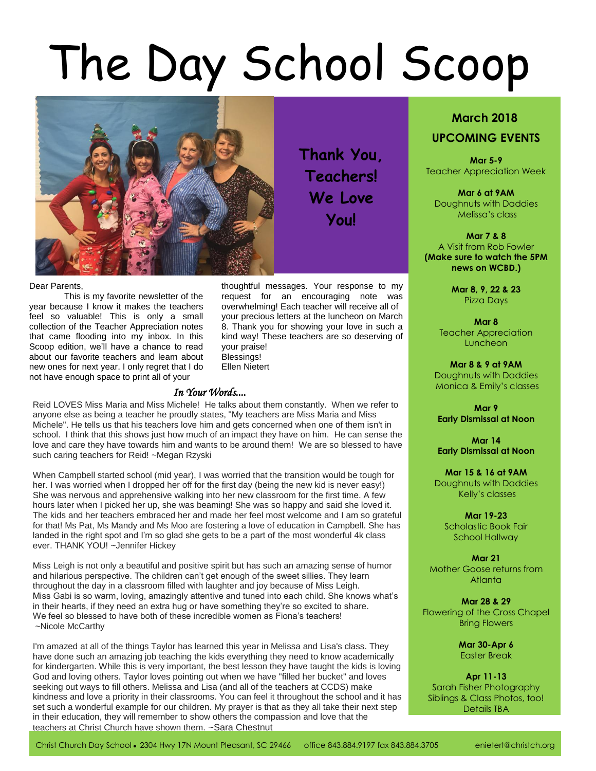# The Day School Scoop

**Thank You, Teachers! We Love You!**

Dear Parents,

This is my favorite newsletter of the year because I know it makes the teachers feel so valuable! This is only a small collection of the Teacher Appreciation notes that came flooding into my inbox. In this Scoop edition, we'll have a chance to read about our favorite teachers and learn about new ones for next year. I only regret that I do not have enough space to print all of your thoughtful messages. Your response to my request for an encouraging note was overwhelming! Each teacher will receive all of your precious letters at the luncheon on March 8. Thank you for showing your love in such a kind way! These teachers are so deserving of your praise!

Blessings!
Ellen Nietert

### *In Your Words....*

Reid LOVES Miss Maria and Miss Michele! He talks about them constantly. When we refer to anyone else as being a teacher he proudly states, "My teachers are Miss Maria and Miss Michele". He tells us that his teachers love him and gets concerned when one of them isn't in school. I think that this shows just how much of an impact they have on him. He can sense the love and care they have towards him and wants to be around them! We are so blessed to have such caring teachers for Reid! ~Megan Rzyski

When Campbell started school (mid year), I was worried that the transition would be tough for her. I was worried when I dropped her off for the first day (being the new kid is never easy!) She was nervous and apprehensive walking into her new classroom for the first time. A few hours later when I picked her up, she was beaming! She was so happy and said she loved it. The kids and her teachers embraced her and made her feel most welcome and I am so grateful for that! Ms Pat, Ms Mandy and Ms Moo are fostering a love of education in Campbell. She has landed in the right spot and I'm so glad she gets to be a part of the most wonderful 4k class ever. THANK YOU! ~Jennifer Hickey

Miss Leigh is not only a beautiful and positive spirit but has such an amazing sense of humor and hilarious perspective. The children can't get enough of the sweet sillies. They learn throughout the day in a classroom filled with laughter and joy because of Miss Leigh.
Miss Gabi is so warm, loving, amazingly attentive and tuned into each child. She knows what's in their hearts, if they need an extra hug or have something they're so excited to share.
We feel so blessed to have both of these incredible women as Fiona's teachers!
~Nicole McCarthy

I'm amazed at all of the things Taylor has learned this year in Melissa and Lisa's class. They have done such an amazing job teaching the kids everything they need to know academically for kindergarten. While this is very important, the best lesson they have taught the kids is loving God and loving others. Taylor loves pointing out when we have "filled her bucket" and loves seeking out ways to fill others. Melissa and Lisa (and all of the teachers at CCDS) make kindness and love a priority in their classrooms. You can feel it throughout the school and it has set such a wonderful example for our children. My prayer is that as they all take their next step in their education, they will remember to show others the compassion and love that the teachers at Christ Church have shown them. ~Sara Chestnut

## March 2018
## UPCOMING EVENTS

**Mar 5-9**
Teacher Appreciation Week

**Mar 6 at 9AM**
Doughnuts with Daddies
Melissa's class

**Mar 7 & 8**
A Visit from Rob Fowler
**(Make sure to watch the 5PM news on WCBD.)**

**Mar 8, 9, 22 & 23**
Pizza Days

**Mar 8**
Teacher Appreciation Luncheon

**Mar 8 & 9 at 9AM**
Doughnuts with Daddies
Monica & Emily's classes

**Mar 9**
**Early Dismissal at Noon**

**Mar 14**
**Early Dismissal at Noon**

**Mar 15 & 16 at 9AM**
Doughnuts with Daddies
Kelly's classes

**Mar 19-23**
Scholastic Book Fair
School Hallway

**Mar 21**
Mother Goose returns from Atlanta

**Mar 28 & 29**
Flowering of the Cross Chapel
Bring Flowers

**Mar 30-Apr 6**
Easter Break

**Apr 11-13**
Sarah Fisher Photography
Siblings & Class Photos, too!
Details TBA

Christ Church Day School • 2304 Hwy 17N Mount Pleasant, SC 29466 office 843.884.9197 fax 843.884.3705 enietert@christch.org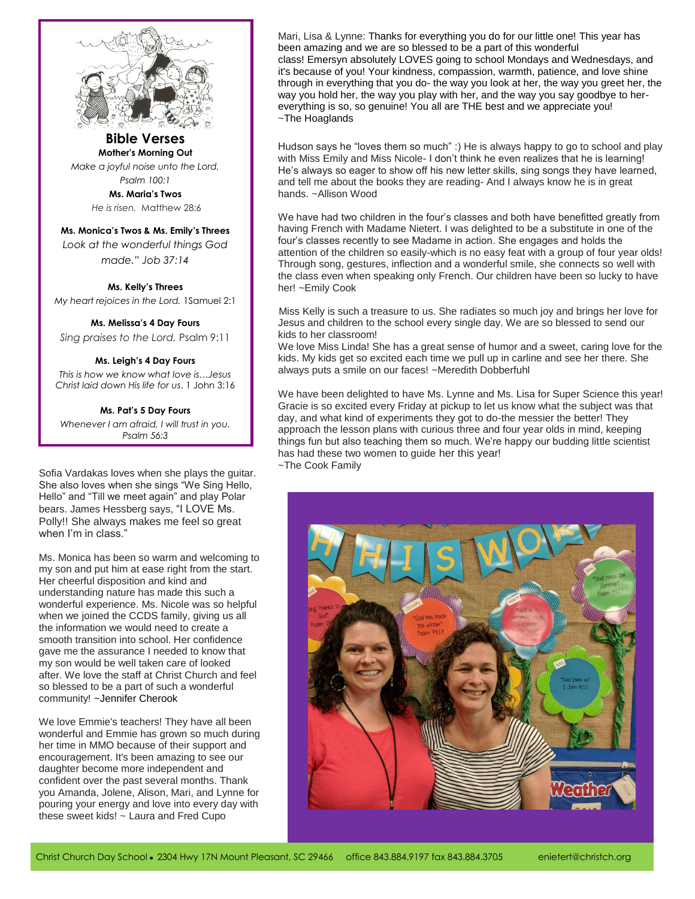## Bible Verses

**Mother's Morning Out**

*Make a joyful noise unto the Lord. Psalm 100:1*

**Ms. Maria's Twos**

*He is risen.* Matthew 28:6

**Ms. Monica's Twos & Ms. Emily's Threes**

*Look at the wonderful things God made." Job 37:14*

**Ms. Kelly's Threes**

*My heart rejoices in the Lord.* 1Samuel 2:1

**Ms. Melissa's 4 Day Fours**

*Sing praises to the Lord.* Psalm 9:11

**Ms. Leigh's 4 Day Fours**

*This is how we know what love is…Jesus Christ laid down His life for us*. 1 John 3:16

**Ms. Pat's 5 Day Fours**

*Whenever I am afraid, I will trust in you. Psalm 56:3*

Sofia Vardakas loves when she plays the guitar. She also loves when she sings "We Sing Hello, Hello" and "Till we meet again" and play Polar bears. James Hessberg says, "I LOVE Ms. Polly!! She always makes me feel so great when I'm in class."

Ms. Monica has been so warm and welcoming to my son and put him at ease right from the start. Her cheerful disposition and kind and understanding nature has made this such a wonderful experience. Ms. Nicole was so helpful when we joined the CCDS family, giving us all the information we would need to create a smooth transition into school. Her confidence gave me the assurance I needed to know that my son would be well taken care of looked after. We love the staff at Christ Church and feel so blessed to be a part of such a wonderful community! ~Jennifer Cherook

We love Emmie's teachers! They have all been wonderful and Emmie has grown so much during her time in MMO because of their support and encouragement. It's been amazing to see our daughter become more independent and confident over the past several months. Thank you Amanda, Jolene, Alison, Mari, and Lynne for pouring your energy and love into every day with these sweet kids! ~ Laura and Fred Cupo

Mari, Lisa & Lynne: Thanks for everything you do for our little one! This year has been amazing and we are so blessed to be a part of this wonderful class! Emersyn absolutely LOVES going to school Mondays and Wednesdays, and it's because of you! Your kindness, compassion, warmth, patience, and love shine through in everything that you do- the way you look at her, the way you greet her, the way you hold her, the way you play with her, and the way you say goodbye to her- everything is so, so genuine! You all are THE best and we appreciate you! ~The Hoaglands

Hudson says he "loves them so much" :) He is always happy to go to school and play with Miss Emily and Miss Nicole- I don't think he even realizes that he is learning! He's always so eager to show off his new letter skills, sing songs they have learned, and tell me about the books they are reading- And I always know he is in great hands. ~Allison Wood

We have had two children in the four's classes and both have benefitted greatly from having French with Madame Nietert. I was delighted to be a substitute in one of the four's classes recently to see Madame in action. She engages and holds the attention of the children so easily-which is no easy feat with a group of four year olds! Through song, gestures, inflection and a wonderful smile, she connects so well with the class even when speaking only French. Our children have been so lucky to have her! ~Emily Cook

Miss Kelly is such a treasure to us. She radiates so much joy and brings her love for Jesus and children to the school every single day. We are so blessed to send our kids to her classroom!
We love Miss Linda! She has a great sense of humor and a sweet, caring love for the kids. My kids get so excited each time we pull up in carline and see her there. She always puts a smile on our faces! ~Meredith Dobberfuhl

We have been delighted to have Ms. Lynne and Ms. Lisa for Super Science this year! Gracie is so excited every Friday at pickup to let us know what the subject was that day, and what kind of experiments they got to do-the messier the better! They approach the lesson plans with curious three and four year olds in mind, keeping things fun but also teaching them so much. We're happy our budding little scientist has had these two women to guide her this year!
~The Cook Family

Christ Church Day School • 2304 Hwy 17N Mount Pleasant, SC 29466 office 843.884.9197 fax 843.884.3705 enietert@christch.org